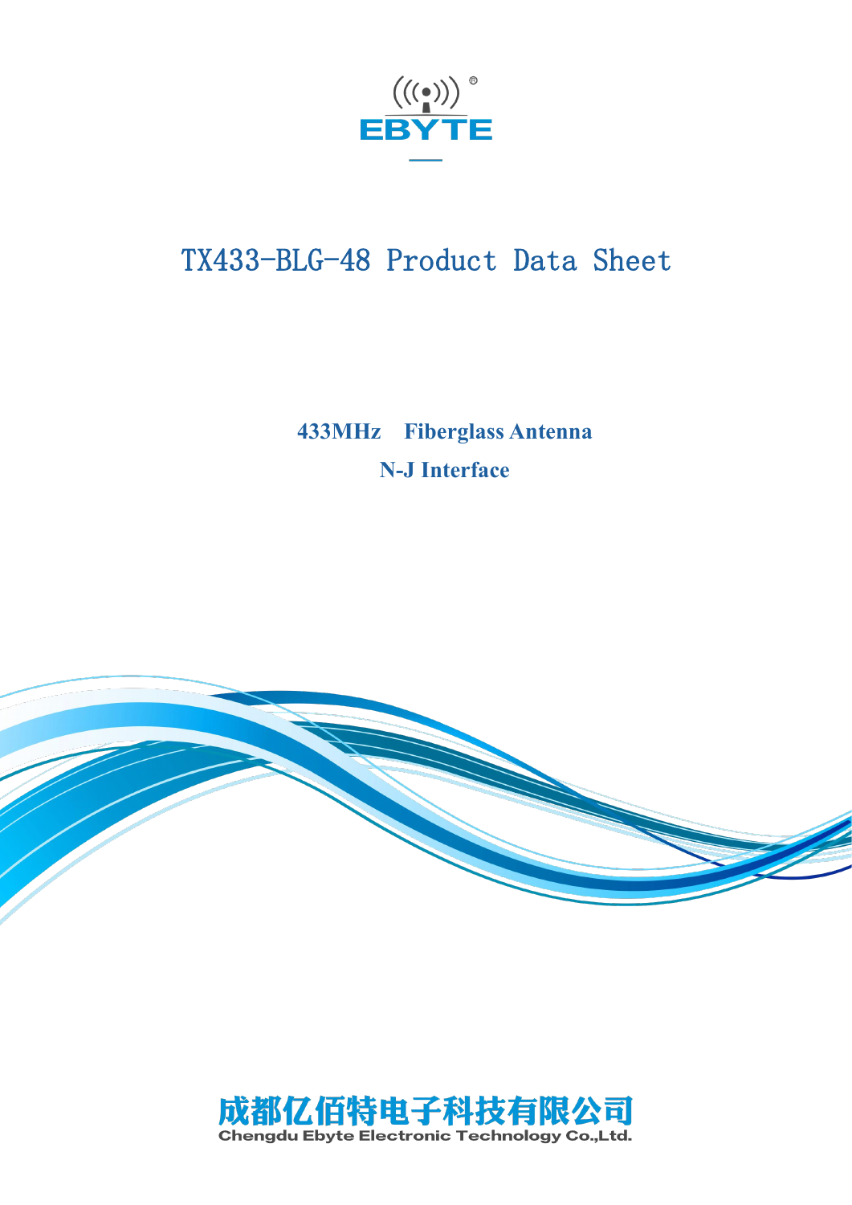EBYTE

# TX433-BLG-48 Product Data Sheet

**433MHz Fiberglass Antenna**

**N-J Interface**

成都亿佰特电子科技有限公司

Chengdu Ebyte Electronic Technology Co.,Ltd.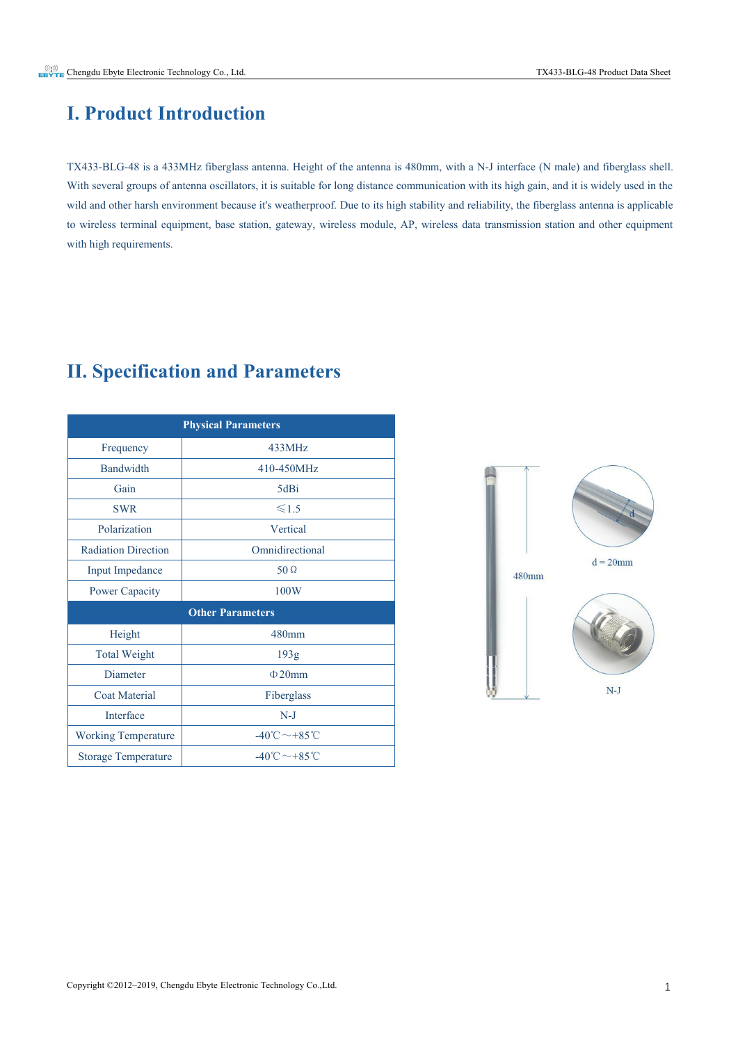# I. Product Introduction

TX433-BLG-48 is a 433MHz fiberglass antenna. Height of the antenna is 480mm, with a N-J interface (N male) and fiberglass shell. With several groups of antenna oscillators, it is suitable for long distance communication with its high gain, and it is widely used in the wild and other harsh environment because it's weatherproof. Due to its high stability and reliability, the fiberglass antenna is applicable to wireless terminal equipment, base station, gateway, wireless module, AP, wireless data transmission station and other equipment with high requirements.

# II. Specification and Parameters

| Physical Parameters | |
|---|---|
| Frequency | 433MHz |
| Bandwidth | 410-450MHz |
| Gain | 5dBi |
| SWR | ≤1.5 |
| Polarization | Vertical |
| Radiation Direction | Omnidirectional |
| Input Impedance | 50Ω |
| Power Capacity | 100W |
| **Other Parameters** | |
| Height | 480mm |
| Total Weight | 193g |
| Diameter | Φ20mm |
| Coat Material | Fiberglass |
| Interface | N-J |
| Working Temperature | -40℃～+85℃ |
| Storage Temperature | -40℃～+85℃ |

480mm

d = 20mm

N-J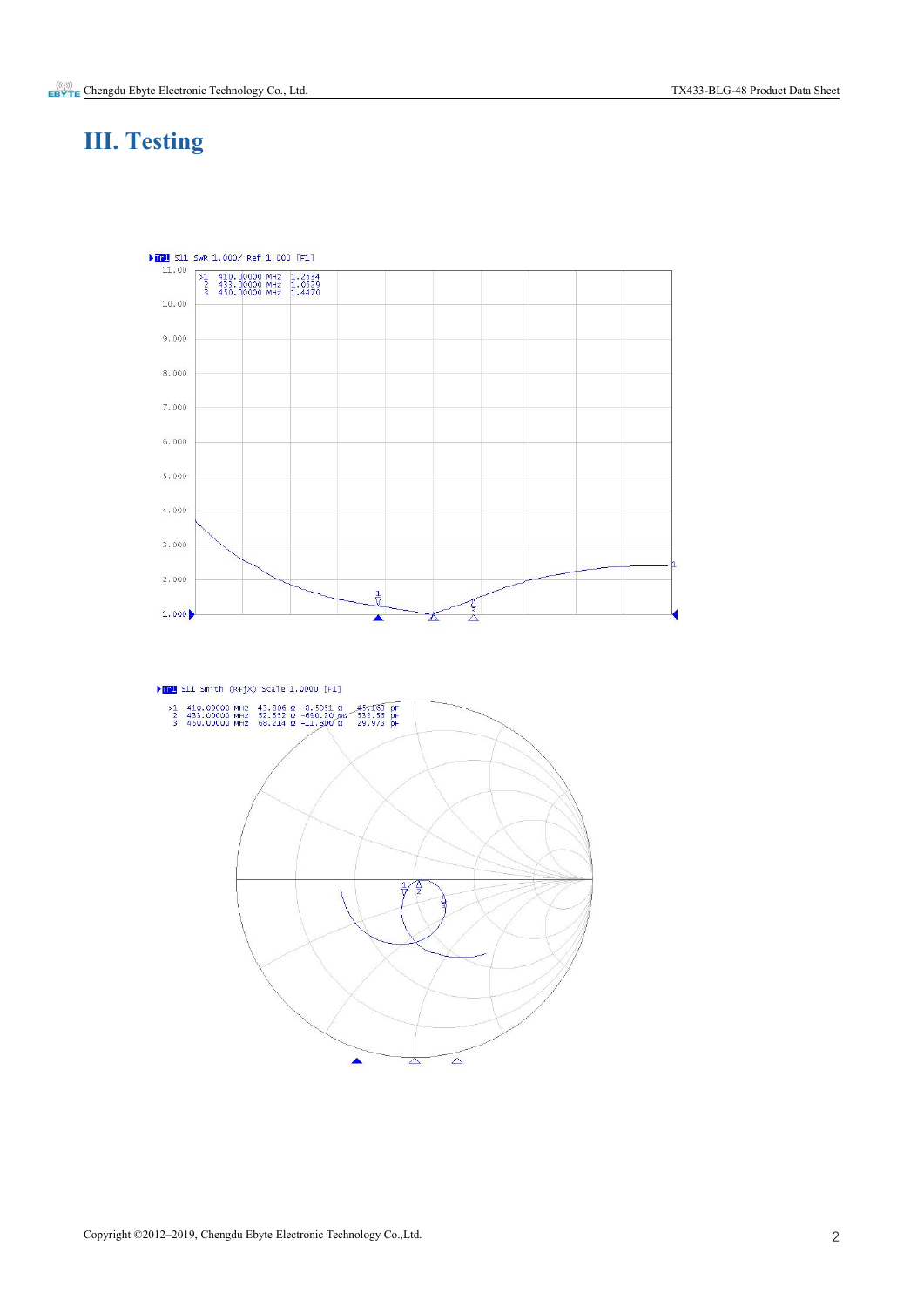# III. Testing

Tr1 S11 SWR 1.000/ Ref 1.000 [F1]

| Marker | Frequency | SWR |
| --- | --- | --- |
| >1 | 410.00000 MHz | 1.2534 |
| 2 | 433.00000 MHz | 1.0529 |
| 3 | 450.00000 MHz | 1.4470 |

Tr1 S11 Smith (R+jX) Scale 1.000U [F1]

| Marker | Frequency | R | X | C |
| --- | --- | --- | --- | --- |
| >1 | 410.00000 MHz | 43.806 Ω | -8.5951 Ω | 45.163 pF |
| 2 | 433.00000 MHz | 52.552 Ω | -690.20 mΩ | 532.55 pF |
| 3 | 450.00000 MHz | 68.214 Ω | -11.800 Ω | 29.973 pF |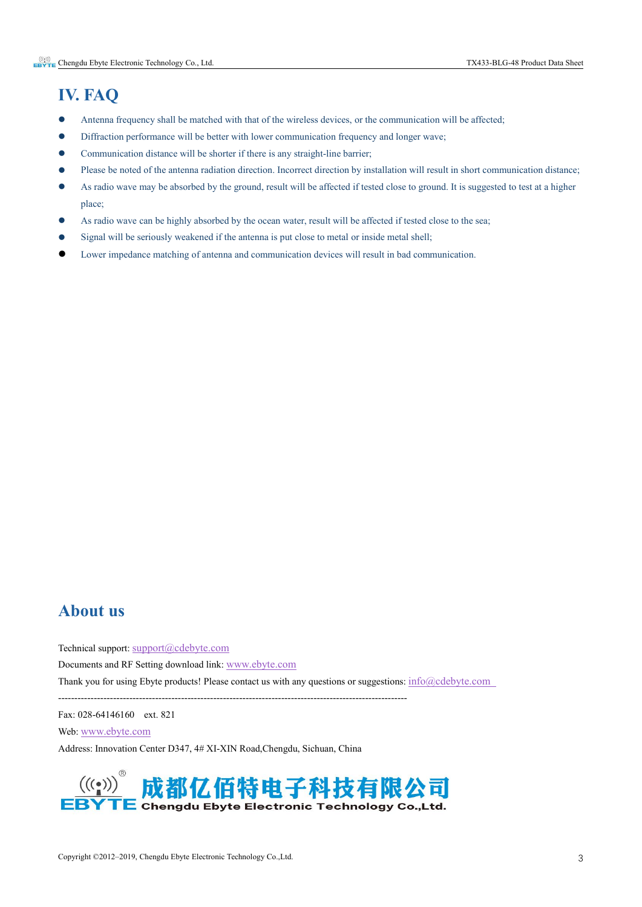# IV. FAQ

- Antenna frequency shall be matched with that of the wireless devices, or the communication will be affected;
- Diffraction performance will be better with lower communication frequency and longer wave;
- Communication distance will be shorter if there is any straight-line barrier;
- Please be noted of the antenna radiation direction. Incorrect direction by installation will result in short communication distance;
- As radio wave may be absorbed by the ground, result will be affected if tested close to ground. It is suggested to test at a higher place;
- As radio wave can be highly absorbed by the ocean water, result will be affected if tested close to the sea;
- Signal will be seriously weakened if the antenna is put close to metal or inside metal shell;
- Lower impedance matching of antenna and communication devices will result in bad communication.

# About us

Technical support: support@cdebyte.com

Documents and RF Setting download link: www.ebyte.com

Thank you for using Ebyte products! Please contact us with any questions or suggestions: info@cdebyte.com

---------------------------------------------------------------------------------------------------------

Fax: 028-64146160 ext. 821

Web: www.ebyte.com

Address: Innovation Center D347, 4# XI-XIN Road,Chengdu, Sichuan, China

EBYTE 成都亿佰特电子科技有限公司 Chengdu Ebyte Electronic Technology Co.,Ltd.

Copyright ©2012–2019, Chengdu Ebyte Electronic Technology Co.,Ltd.